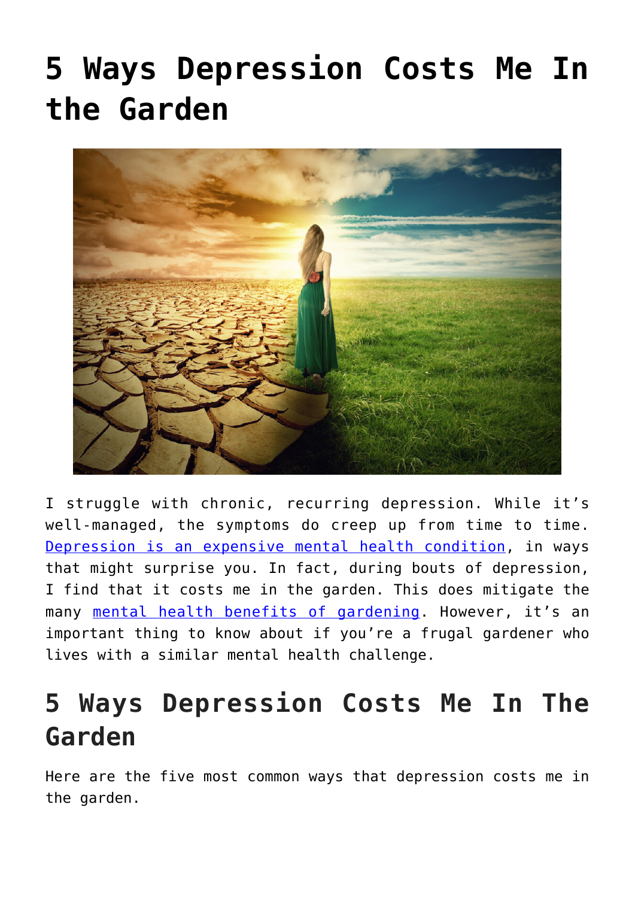# 5 Ways Depression Costs Me In the Garden

I struggle with chronic, recurring depression. While it's well-managed, the symptoms do creep up from time to time. [Depression is an expensive mental health condition](), in ways that might surprise you. In fact, during bouts of depression, I find that it costs me in the garden. This does mitigate the many [mental health benefits of gardening](). However, it's an important thing to know about if you're a frugal gardener who lives with a similar mental health challenge.

## 5 Ways Depression Costs Me In The Garden

Here are the five most common ways that depression costs me in the garden.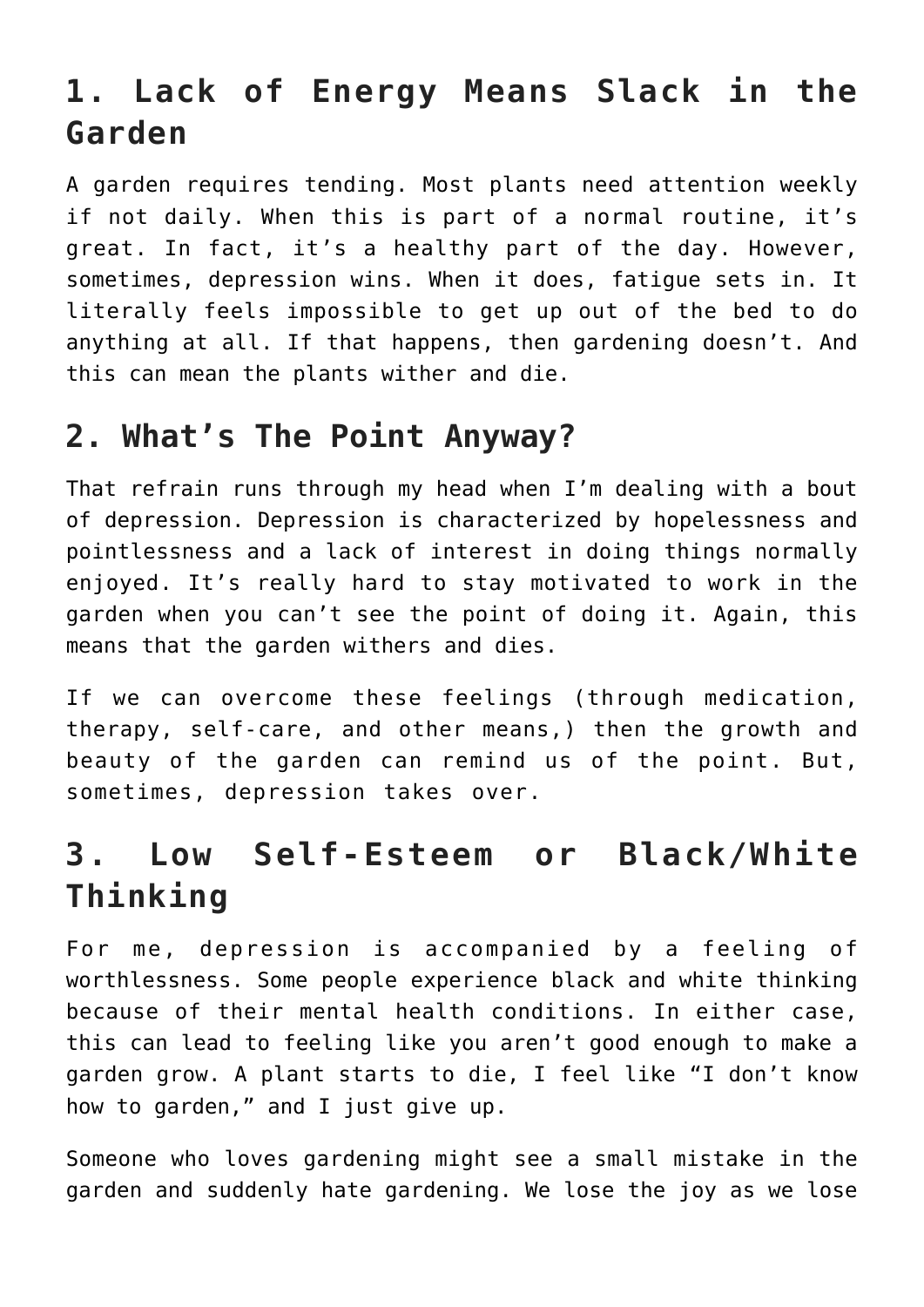## 1. Lack of Energy Means Slack in the Garden

A garden requires tending. Most plants need attention weekly if not daily. When this is part of a normal routine, it's great. In fact, it's a healthy part of the day. However, sometimes, depression wins. When it does, fatigue sets in. It literally feels impossible to get up out of the bed to do anything at all. If that happens, then gardening doesn't. And this can mean the plants wither and die.

## 2. What's The Point Anyway?

That refrain runs through my head when I'm dealing with a bout of depression. Depression is characterized by hopelessness and pointlessness and a lack of interest in doing things normally enjoyed. It's really hard to stay motivated to work in the garden when you can't see the point of doing it. Again, this means that the garden withers and dies.

If we can overcome these feelings (through medication, therapy, self-care, and other means,) then the growth and beauty of the garden can remind us of the point. But, sometimes, depression takes over.

## 3. Low Self-Esteem or Black/White Thinking

For me, depression is accompanied by a feeling of worthlessness. Some people experience black and white thinking because of their mental health conditions. In either case, this can lead to feeling like you aren't good enough to make a garden grow. A plant starts to die, I feel like "I don't know how to garden," and I just give up.

Someone who loves gardening might see a small mistake in the garden and suddenly hate gardening. We lose the joy as we lose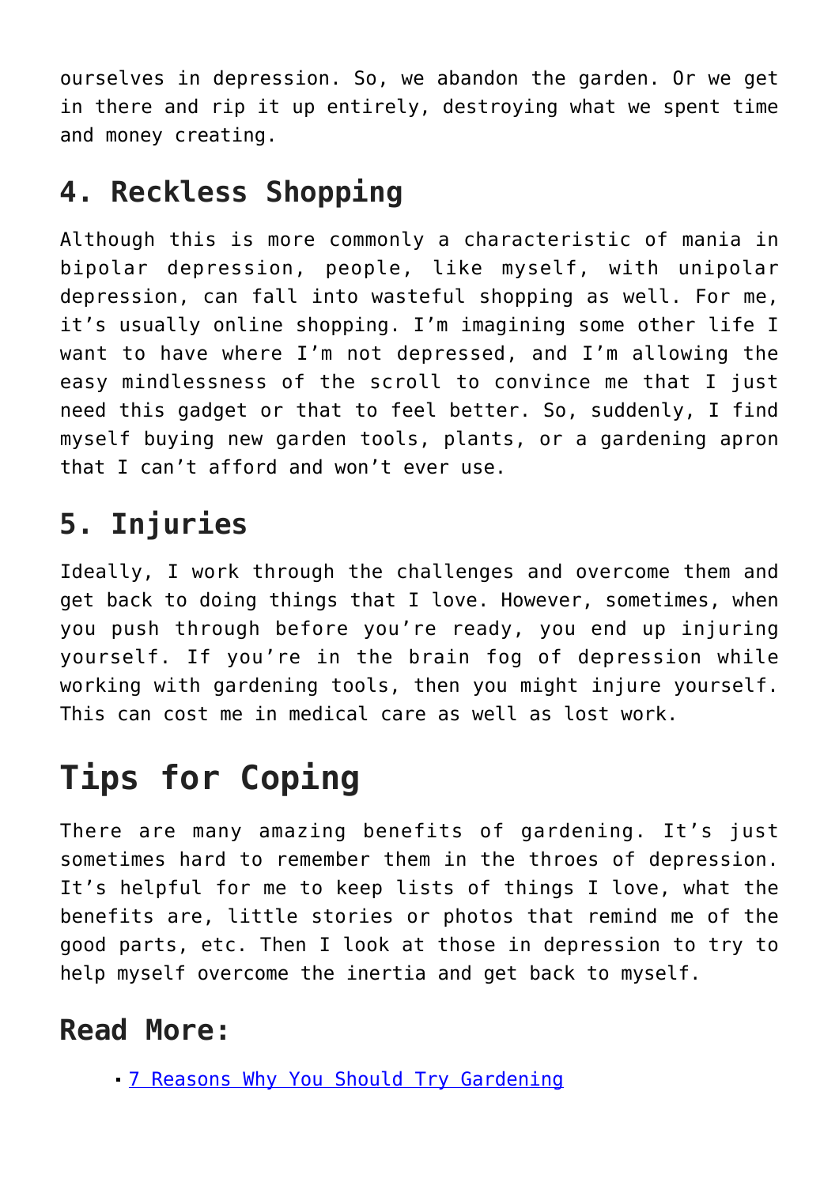ourselves in depression. So, we abandon the garden. Or we get in there and rip it up entirely, destroying what we spent time and money creating.

## 4. Reckless Shopping

Although this is more commonly a characteristic of mania in bipolar depression, people, like myself, with unipolar depression, can fall into wasteful shopping as well. For me, it's usually online shopping. I'm imagining some other life I want to have where I'm not depressed, and I'm allowing the easy mindlessness of the scroll to convince me that I just need this gadget or that to feel better. So, suddenly, I find myself buying new garden tools, plants, or a gardening apron that I can't afford and won't ever use.

## 5. Injuries

Ideally, I work through the challenges and overcome them and get back to doing things that I love. However, sometimes, when you push through before you're ready, you end up injuring yourself. If you're in the brain fog of depression while working with gardening tools, then you might injure yourself. This can cost me in medical care as well as lost work.

# Tips for Coping

There are many amazing benefits of gardening. It's just sometimes hard to remember them in the throes of depression. It's helpful for me to keep lists of things I love, what the benefits are, little stories or photos that remind me of the good parts, etc. Then I look at those in depression to try to help myself overcome the inertia and get back to myself.

## Read More:

- 7 Reasons Why You Should Try Gardening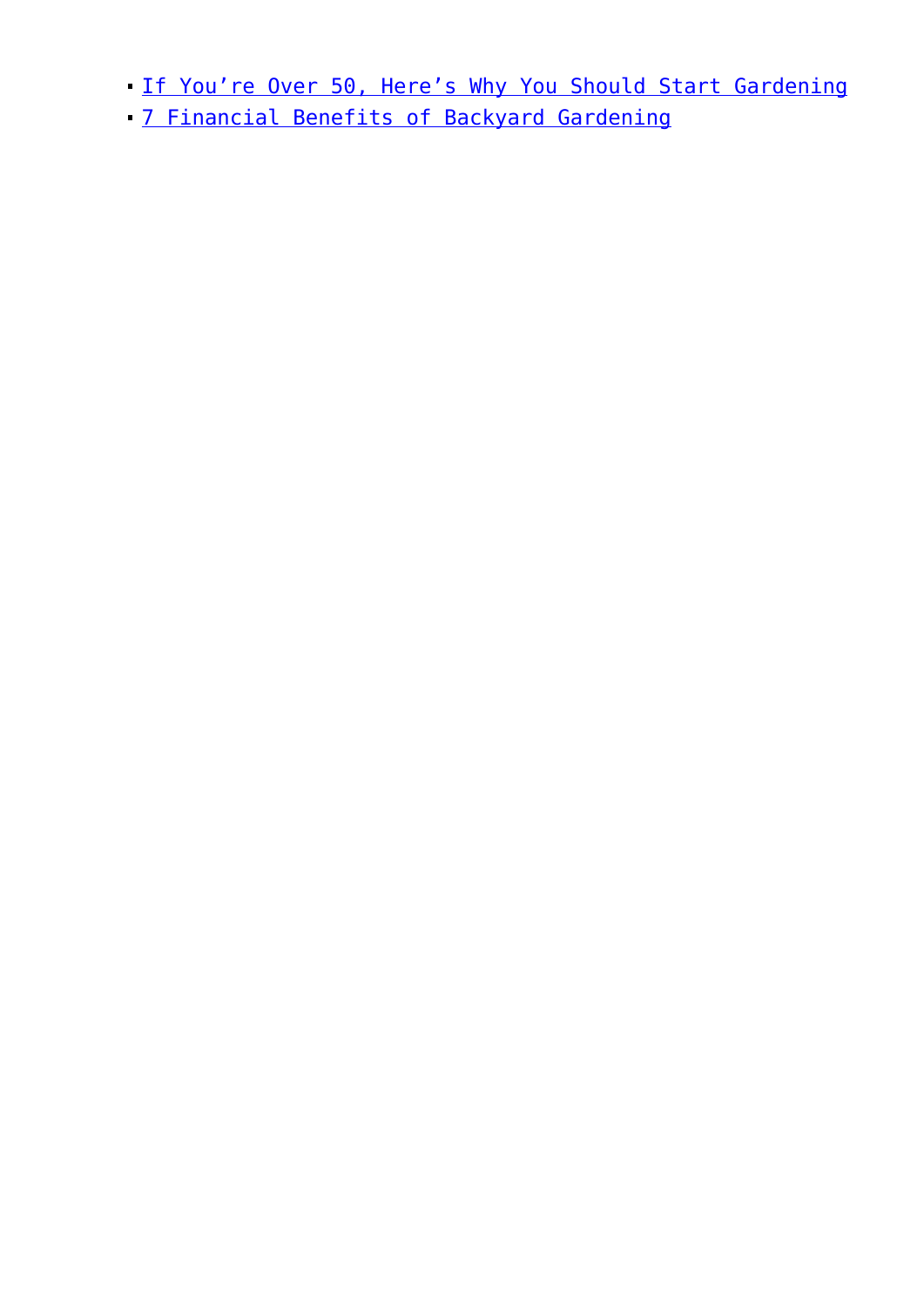- If You’re Over 50, Here’s Why You Should Start Gardening
- 7 Financial Benefits of Backyard Gardening